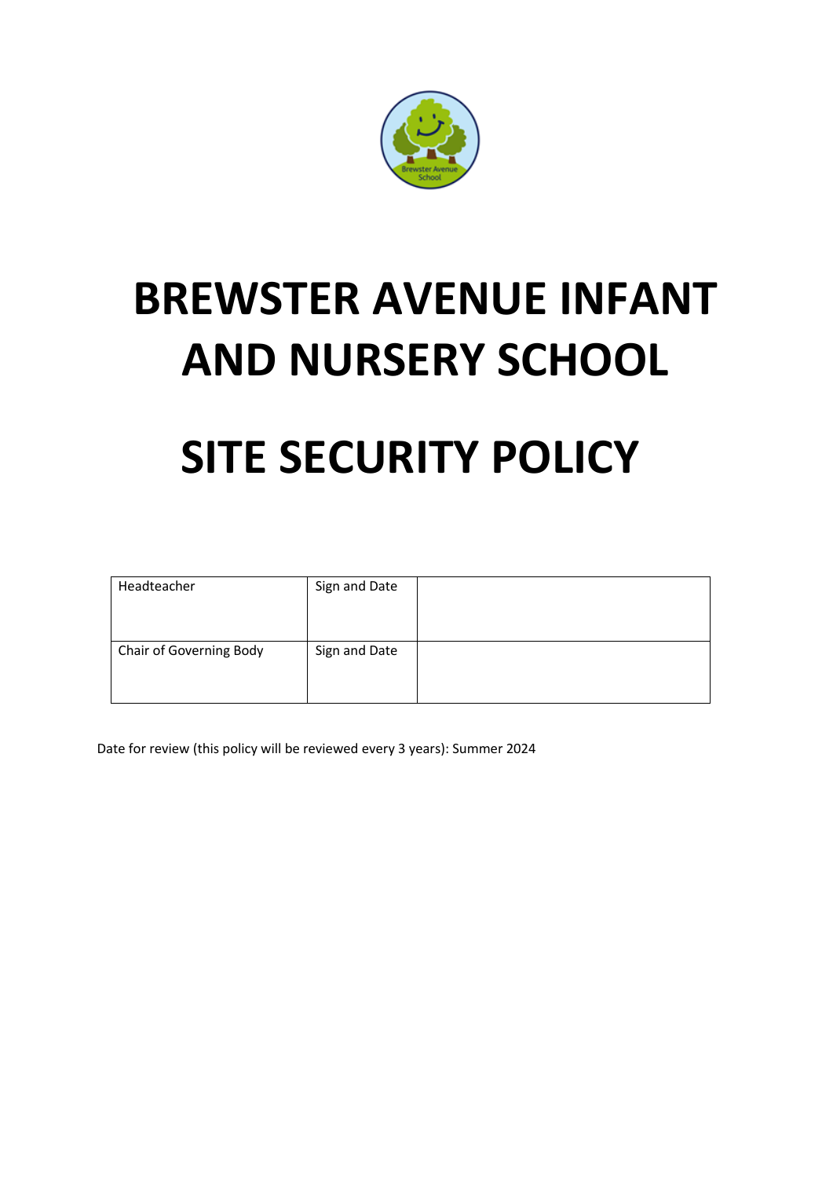# BREWSTER AVENUE INFANT AND NURSERY SCHOOL

# SITE SECURITY POLICY

| Headteacher | Sign and Date | |
|---|---|---|
| Chair of Governing Body | Sign and Date | |

Date for review (this policy will be reviewed every 3 years): Summer 2024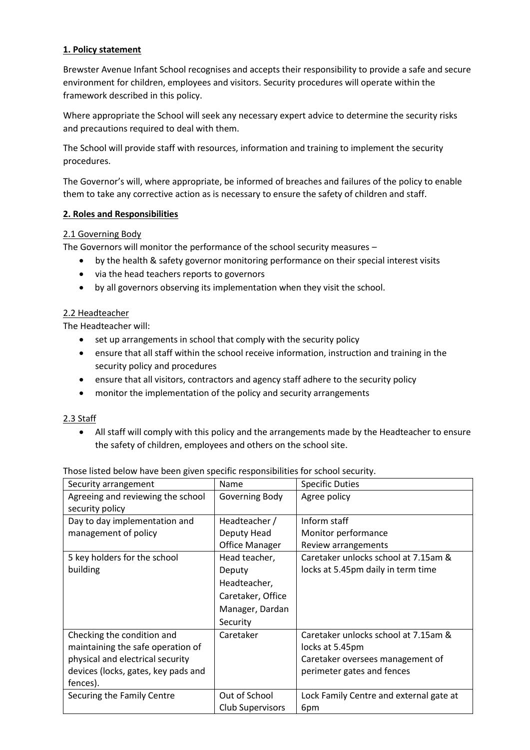**1. Policy statement**

Brewster Avenue Infant School recognises and accepts their responsibility to provide a safe and secure environment for children, employees and visitors. Security procedures will operate within the framework described in this policy.

Where appropriate the School will seek any necessary expert advice to determine the security risks and precautions required to deal with them.

The School will provide staff with resources, information and training to implement the security procedures.

The Governor's will, where appropriate, be informed of breaches and failures of the policy to enable them to take any corrective action as is necessary to ensure the safety of children and staff.

**2. Roles and Responsibilities**

2.1 Governing Body

The Governors will monitor the performance of the school security measures –

- by the health & safety governor monitoring performance on their special interest visits
- via the head teachers reports to governors
- by all governors observing its implementation when they visit the school.

2.2 Headteacher

The Headteacher will:

- set up arrangements in school that comply with the security policy
- ensure that all staff within the school receive information, instruction and training in the security policy and procedures
- ensure that all visitors, contractors and agency staff adhere to the security policy
- monitor the implementation of the policy and security arrangements

2.3 Staff

- All staff will comply with this policy and the arrangements made by the Headteacher to ensure the safety of children, employees and others on the school site.

Those listed below have been given specific responsibilities for school security.

| Security arrangement | Name | Specific Duties |
|---|---|---|
| Agreeing and reviewing the school security policy | Governing Body | Agree policy |
| Day to day implementation and management of policy | Headteacher / Deputy Head Office Manager | Inform staff<br>Monitor performance<br>Review arrangements |
| 5 key holders for the school building | Head teacher, Deputy Headteacher, Caretaker, Office Manager, Dardan Security | Caretaker unlocks school at 7.15am & locks at 5.45pm daily in term time |
| Checking the condition and maintaining the safe operation of physical and electrical security devices (locks, gates, key pads and fences). | Caretaker | Caretaker unlocks school at 7.15am & locks at 5.45pm<br>Caretaker oversees management of perimeter gates and fences |
| Securing the Family Centre | Out of School Club Supervisors | Lock Family Centre and external gate at 6pm |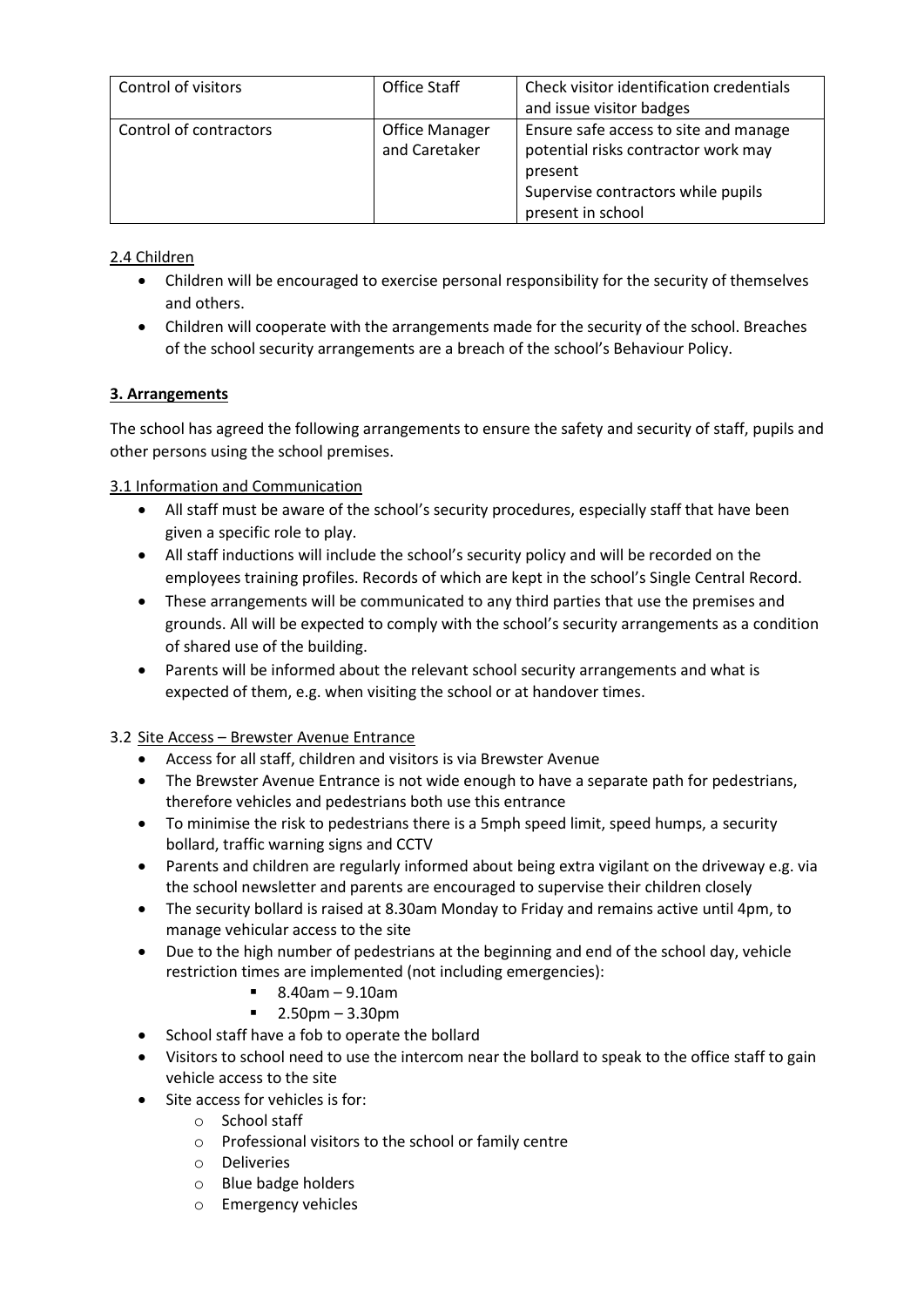| | | |
|---|---|---|
| Control of visitors | Office Staff | Check visitor identification credentials and issue visitor badges |
| Control of contractors | Office Manager and Caretaker | Ensure safe access to site and manage potential risks contractor work may present<br>Supervise contractors while pupils present in school |

2.4 Children

- Children will be encouraged to exercise personal responsibility for the security of themselves and others.
- Children will cooperate with the arrangements made for the security of the school. Breaches of the school security arrangements are a breach of the school's Behaviour Policy.

**3. Arrangements**

The school has agreed the following arrangements to ensure the safety and security of staff, pupils and other persons using the school premises.

3.1 Information and Communication

- All staff must be aware of the school's security procedures, especially staff that have been given a specific role to play.
- All staff inductions will include the school's security policy and will be recorded on the employees training profiles. Records of which are kept in the school's Single Central Record.
- These arrangements will be communicated to any third parties that use the premises and grounds. All will be expected to comply with the school's security arrangements as a condition of shared use of the building.
- Parents will be informed about the relevant school security arrangements and what is expected of them, e.g. when visiting the school or at handover times.

3.2 Site Access – Brewster Avenue Entrance

- Access for all staff, children and visitors is via Brewster Avenue
- The Brewster Avenue Entrance is not wide enough to have a separate path for pedestrians, therefore vehicles and pedestrians both use this entrance
- To minimise the risk to pedestrians there is a 5mph speed limit, speed humps, a security bollard, traffic warning signs and CCTV
- Parents and children are regularly informed about being extra vigilant on the driveway e.g. via the school newsletter and parents are encouraged to supervise their children closely
- The security bollard is raised at 8.30am Monday to Friday and remains active until 4pm, to manage vehicular access to the site
- Due to the high number of pedestrians at the beginning and end of the school day, vehicle restriction times are implemented (not including emergencies):
    - 8.40am – 9.10am
    - 2.50pm – 3.30pm
- School staff have a fob to operate the bollard
- Visitors to school need to use the intercom near the bollard to speak to the office staff to gain vehicle access to the site
- Site access for vehicles is for:
    - School staff
    - Professional visitors to the school or family centre
    - Deliveries
    - Blue badge holders
    - Emergency vehicles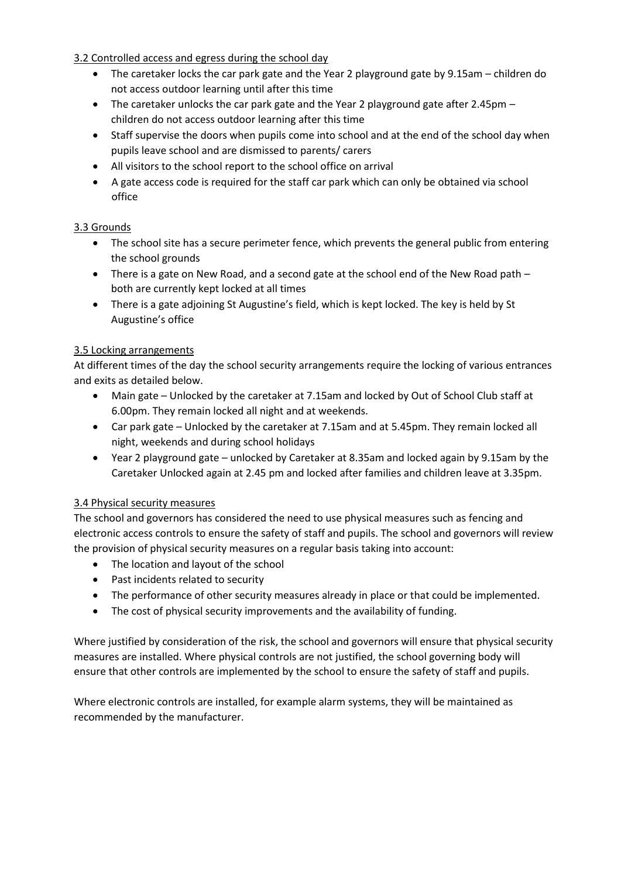3.2 Controlled access and egress during the school day

- The caretaker locks the car park gate and the Year 2 playground gate by 9.15am – children do not access outdoor learning until after this time
- The caretaker unlocks the car park gate and the Year 2 playground gate after 2.45pm – children do not access outdoor learning after this time
- Staff supervise the doors when pupils come into school and at the end of the school day when pupils leave school and are dismissed to parents/ carers
- All visitors to the school report to the school office on arrival
- A gate access code is required for the staff car park which can only be obtained via school office

3.3 Grounds

- The school site has a secure perimeter fence, which prevents the general public from entering the school grounds
- There is a gate on New Road, and a second gate at the school end of the New Road path – both are currently kept locked at all times
- There is a gate adjoining St Augustine's field, which is kept locked. The key is held by St Augustine's office

3.5 Locking arrangements

At different times of the day the school security arrangements require the locking of various entrances and exits as detailed below.

- Main gate – Unlocked by the caretaker at 7.15am and locked by Out of School Club staff at 6.00pm. They remain locked all night and at weekends.
- Car park gate – Unlocked by the caretaker at 7.15am and at 5.45pm. They remain locked all night, weekends and during school holidays
- Year 2 playground gate – unlocked by Caretaker at 8.35am and locked again by 9.15am by the Caretaker Unlocked again at 2.45 pm and locked after families and children leave at 3.35pm.

3.4 Physical security measures

The school and governors has considered the need to use physical measures such as fencing and electronic access controls to ensure the safety of staff and pupils. The school and governors will review the provision of physical security measures on a regular basis taking into account:

- The location and layout of the school
- Past incidents related to security
- The performance of other security measures already in place or that could be implemented.
- The cost of physical security improvements and the availability of funding.

Where justified by consideration of the risk, the school and governors will ensure that physical security measures are installed. Where physical controls are not justified, the school governing body will ensure that other controls are implemented by the school to ensure the safety of staff and pupils.

Where electronic controls are installed, for example alarm systems, they will be maintained as recommended by the manufacturer.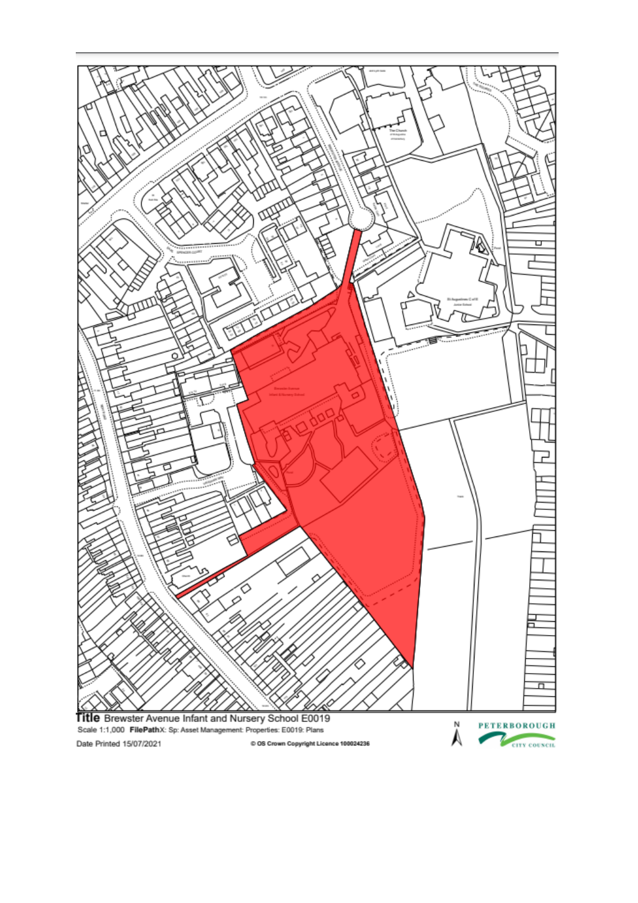**Title** Brewster Avenue Infant and Nursery School E0019

Scale 1:1,000 **FilePath** X: Sp: Asset Management: Properties: E0019: Plans

Date Printed 15/07/2021

© OS Crown Copyright Licence 100024236

N

PETERBOROUGH CITY COUNCIL